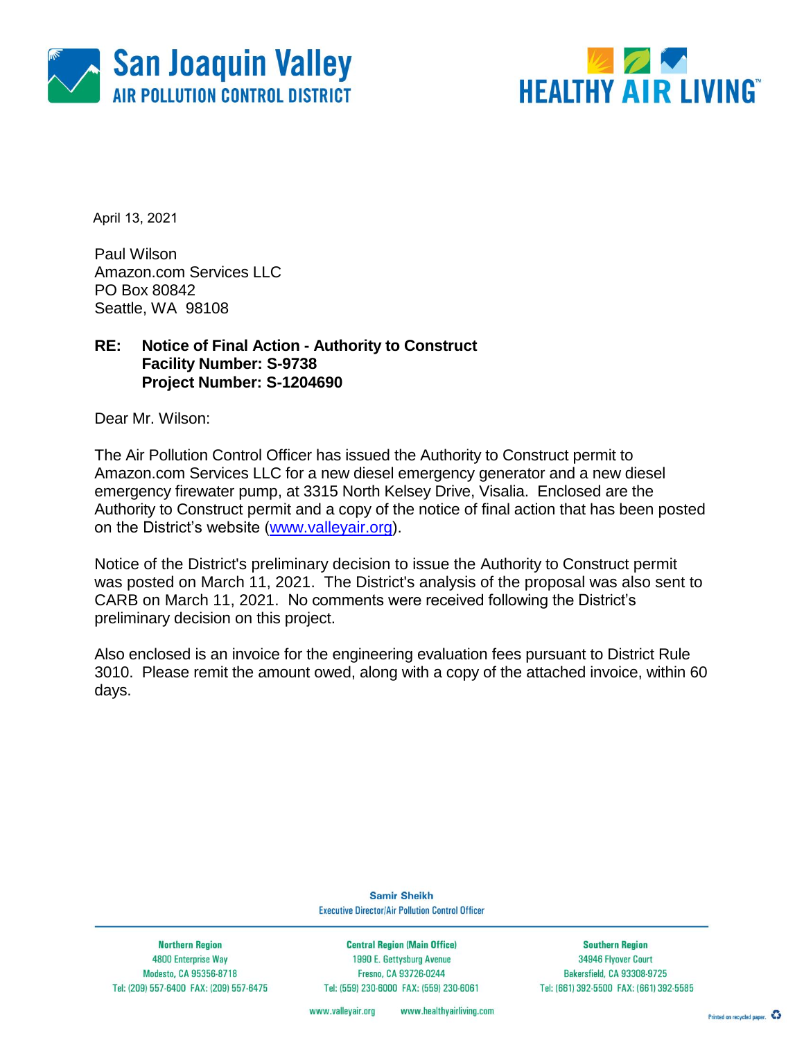San Joaquin Valley
AIR POLLUTION CONTROL DISTRICT

HEALTHY AIR LIVING™

April 13, 2021

Paul Wilson
Amazon.com Services LLC
PO Box 80842
Seattle, WA 98108

**RE: Notice of Final Action - Authority to Construct**
**Facility Number: S-9738**
**Project Number: S-1204690**

Dear Mr. Wilson:

The Air Pollution Control Officer has issued the Authority to Construct permit to Amazon.com Services LLC for a new diesel emergency generator and a new diesel emergency firewater pump, at 3315 North Kelsey Drive, Visalia. Enclosed are the Authority to Construct permit and a copy of the notice of final action that has been posted on the District's website (www.valleyair.org).

Notice of the District's preliminary decision to issue the Authority to Construct permit was posted on March 11, 2021. The District's analysis of the proposal was also sent to CARB on March 11, 2021. No comments were received following the District's preliminary decision on this project.

Also enclosed is an invoice for the engineering evaluation fees pursuant to District Rule 3010. Please remit the amount owed, along with a copy of the attached invoice, within 60 days.

Samir Sheikh
Executive Director/Air Pollution Control Officer

| Northern Region | Central Region (Main Office) | Southern Region |
|---|---|---|
| 4800 Enterprise Way | 1990 E. Gettysburg Avenue | 34946 Flyover Court |
| Modesto, CA 95356-8718 | Fresno, CA 93726-0244 | Bakersfield, CA 93308-9725 |
| Tel: (209) 557-6400 FAX: (209) 557-6475 | Tel: (559) 230-6000 FAX: (559) 230-6061 | Tel: (661) 392-5500 FAX: (661) 392-5585 |

www.valleyair.org www.healthyairliving.com

Printed on recycled paper.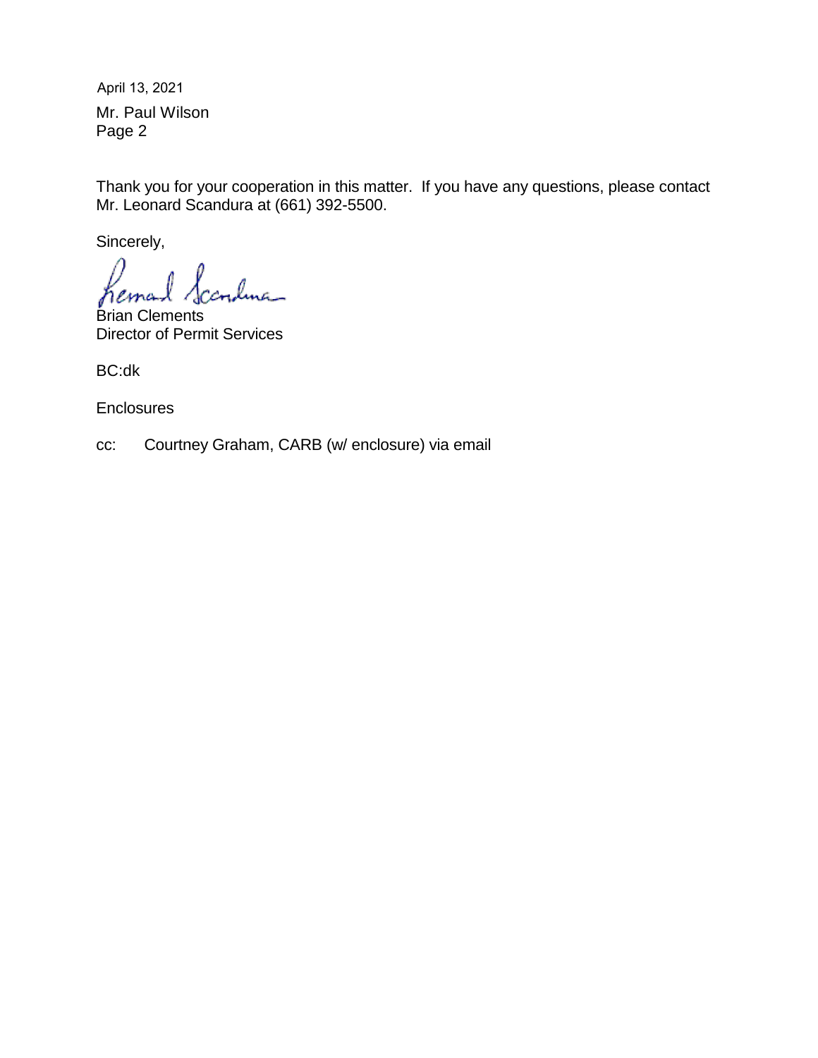Thank you for your cooperation in this matter. If you have any questions, please contact Mr. Leonard Scandura at (661) 392-5500.

Sincerely,

Brian Clements
Director of Permit Services

BC:dk

Enclosures

cc: Courtney Graham, CARB (w/ enclosure) via email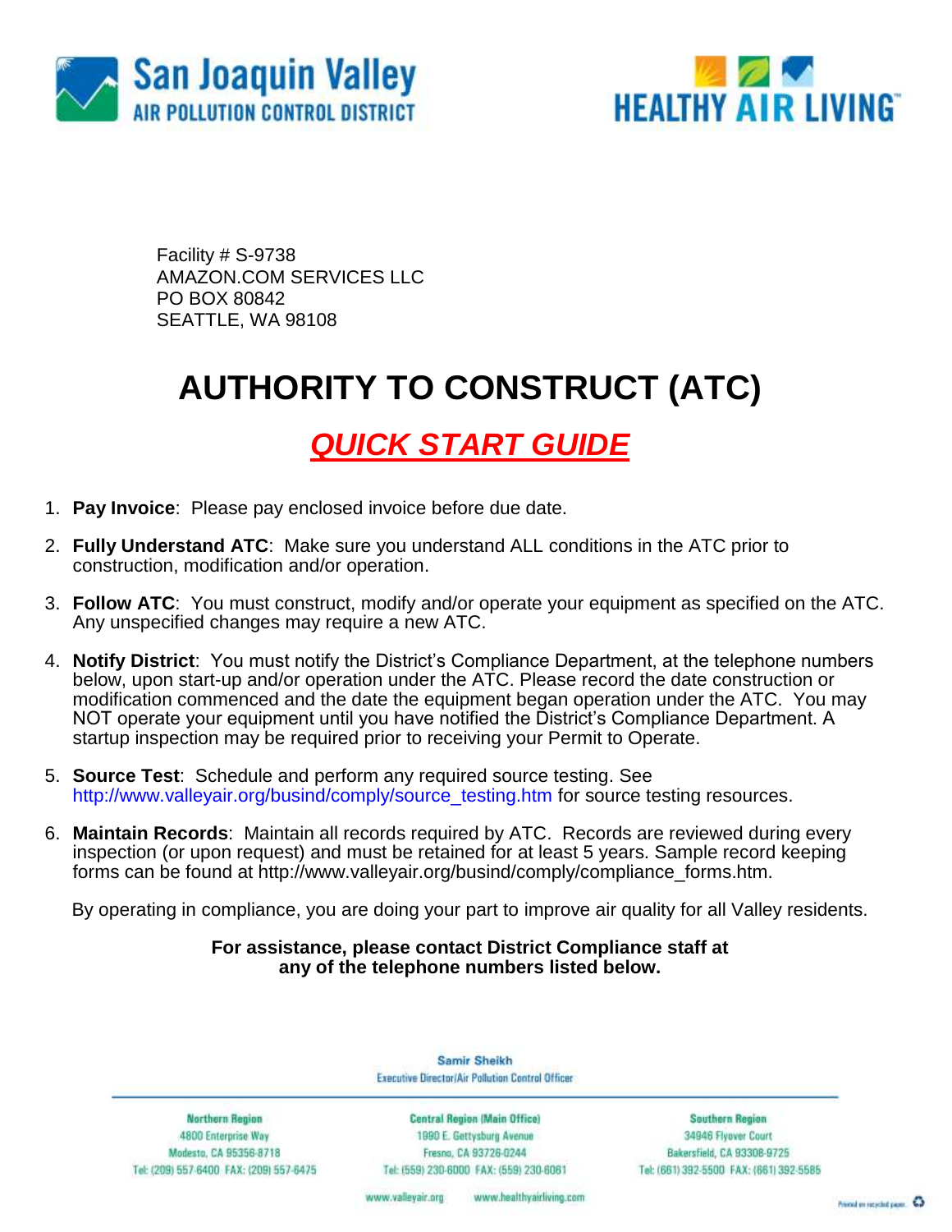San Joaquin Valley
AIR POLLUTION CONTROL DISTRICT

HEALTHY AIR LIVING™

Facility # S-9738
AMAZON.COM SERVICES LLC
PO BOX 80842
SEATTLE, WA 98108

# AUTHORITY TO CONSTRUCT (ATC)

## *QUICK START GUIDE*

1. **Pay Invoice**: Please pay enclosed invoice before due date.
2. **Fully Understand ATC**: Make sure you understand ALL conditions in the ATC prior to construction, modification and/or operation.
3. **Follow ATC**: You must construct, modify and/or operate your equipment as specified on the ATC. Any unspecified changes may require a new ATC.
4. **Notify District**: You must notify the District's Compliance Department, at the telephone numbers below, upon start-up and/or operation under the ATC. Please record the date construction or modification commenced and the date the equipment began operation under the ATC. You may NOT operate your equipment until you have notified the District's Compliance Department. A startup inspection may be required prior to receiving your Permit to Operate.
5. **Source Test**: Schedule and perform any required source testing. See http://www.valleyair.org/busind/comply/source_testing.htm for source testing resources.
6. **Maintain Records**: Maintain all records required by ATC. Records are reviewed during every inspection (or upon request) and must be retained for at least 5 years. Sample record keeping forms can be found at http://www.valleyair.org/busind/comply/compliance_forms.htm.

By operating in compliance, you are doing your part to improve air quality for all Valley residents.

**For assistance, please contact District Compliance staff at any of the telephone numbers listed below.**

Samir Sheikh
Executive Director/Air Pollution Control Officer

| Northern Region | Central Region (Main Office) | Southern Region |
|---|---|---|
| 4800 Enterprise Way | 1990 E. Gettysburg Avenue | 34946 Flyover Court |
| Modesto, CA 95356-8718 | Fresno, CA 93726-0244 | Bakersfield, CA 93308-9725 |
| Tel: (209) 557-6400 FAX: (209) 557-6475 | Tel: (559) 230-6000 FAX: (559) 230-6061 | Tel: (661) 392-5500 FAX: (661) 392-5585 |

www.valleyair.org www.healthyairliving.com

Printed on recycled paper.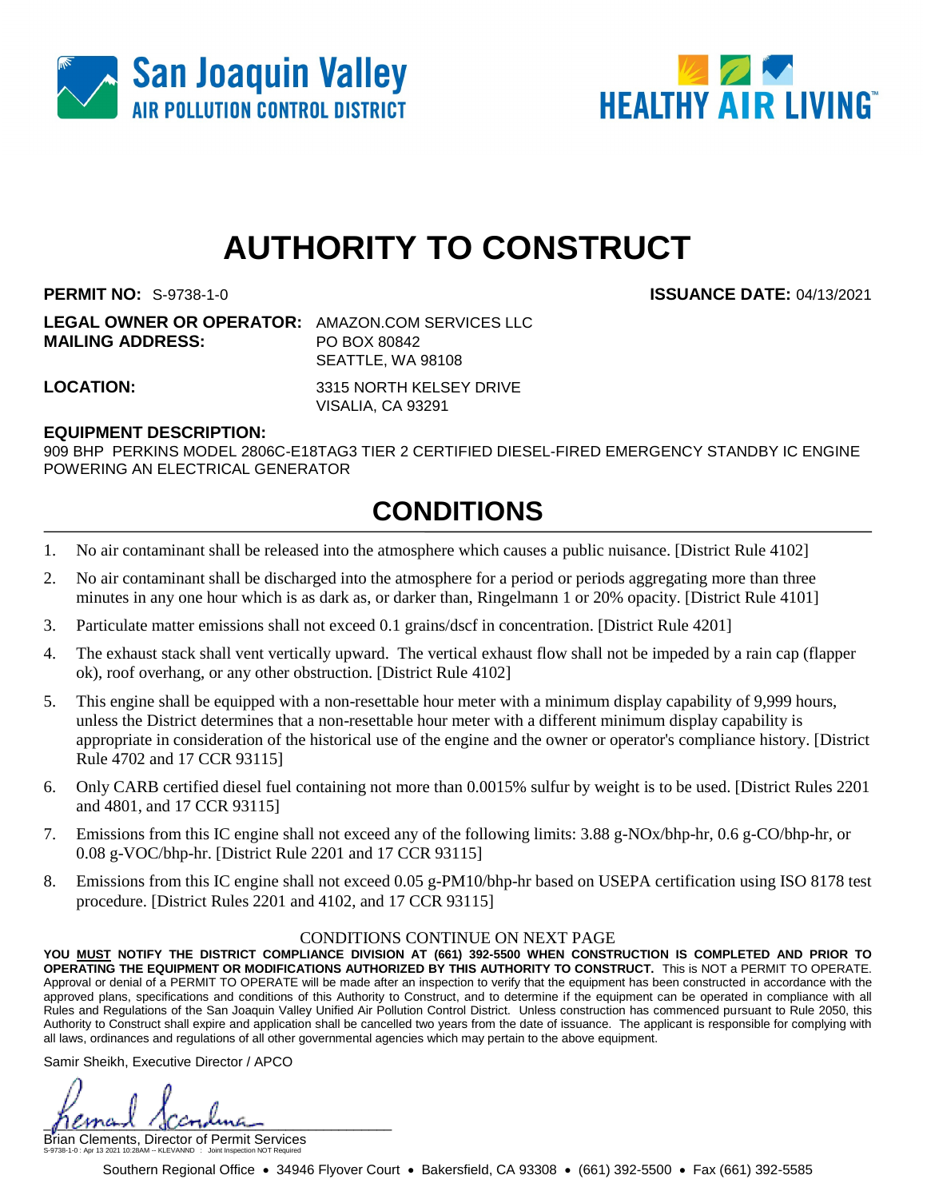San Joaquin Valley
AIR POLLUTION CONTROL DISTRICT

HEALTHY AIR LIVING™

# AUTHORITY TO CONSTRUCT

**PERMIT NO:** S-9738-1-0 **ISSUANCE DATE:** 04/13/2021

**LEGAL OWNER OR OPERATOR:** AMAZON.COM SERVICES LLC
**MAILING ADDRESS:** PO BOX 80842
SEATTLE, WA 98108

**LOCATION:** 3315 NORTH KELSEY DRIVE
VISALIA, CA 93291

**EQUIPMENT DESCRIPTION:**
909 BHP PERKINS MODEL 2806C-E18TAG3 TIER 2 CERTIFIED DIESEL-FIRED EMERGENCY STANDBY IC ENGINE POWERING AN ELECTRICAL GENERATOR

## CONDITIONS

1. No air contaminant shall be released into the atmosphere which causes a public nuisance. [District Rule 4102]
2. No air contaminant shall be discharged into the atmosphere for a period or periods aggregating more than three minutes in any one hour which is as dark as, or darker than, Ringelmann 1 or 20% opacity. [District Rule 4101]
3. Particulate matter emissions shall not exceed 0.1 grains/dscf in concentration. [District Rule 4201]
4. The exhaust stack shall vent vertically upward. The vertical exhaust flow shall not be impeded by a rain cap (flapper ok), roof overhang, or any other obstruction. [District Rule 4102]
5. This engine shall be equipped with a non-resettable hour meter with a minimum display capability of 9,999 hours, unless the District determines that a non-resettable hour meter with a different minimum display capability is appropriate in consideration of the historical use of the engine and the owner or operator's compliance history. [District Rule 4702 and 17 CCR 93115]
6. Only CARB certified diesel fuel containing not more than 0.0015% sulfur by weight is to be used. [District Rules 2201 and 4801, and 17 CCR 93115]
7. Emissions from this IC engine shall not exceed any of the following limits: 3.88 g-NOx/bhp-hr, 0.6 g-CO/bhp-hr, or 0.08 g-VOC/bhp-hr. [District Rule 2201 and 17 CCR 93115]
8. Emissions from this IC engine shall not exceed 0.05 g-PM10/bhp-hr based on USEPA certification using ISO 8178 test procedure. [District Rules 2201 and 4102, and 17 CCR 93115]

CONDITIONS CONTINUE ON NEXT PAGE

**YOU MUST NOTIFY THE DISTRICT COMPLIANCE DIVISION AT (661) 392-5500 WHEN CONSTRUCTION IS COMPLETED AND PRIOR TO OPERATING THE EQUIPMENT OR MODIFICATIONS AUTHORIZED BY THIS AUTHORITY TO CONSTRUCT.** This is NOT a PERMIT TO OPERATE. Approval or denial of a PERMIT TO OPERATE will be made after an inspection to verify that the equipment has been constructed in accordance with the approved plans, specifications and conditions of this Authority to Construct, and to determine if the equipment can be operated in compliance with all Rules and Regulations of the San Joaquin Valley Unified Air Pollution Control District. Unless construction has commenced pursuant to Rule 2050, this Authority to Construct shall expire and application shall be cancelled two years from the date of issuance. The applicant is responsible for complying with all laws, ordinances and regulations of all other governmental agencies which may pertain to the above equipment.

Samir Sheikh, Executive Director / APCO

Brian Clements, Director of Permit Services

S-9738-1-0 : Apr 13 2021 10:28AM -- KLEVANND : Joint Inspection NOT Required

Southern Regional Office • 34946 Flyover Court • Bakersfield, CA 93308 • (661) 392-5500 • Fax (661) 392-5585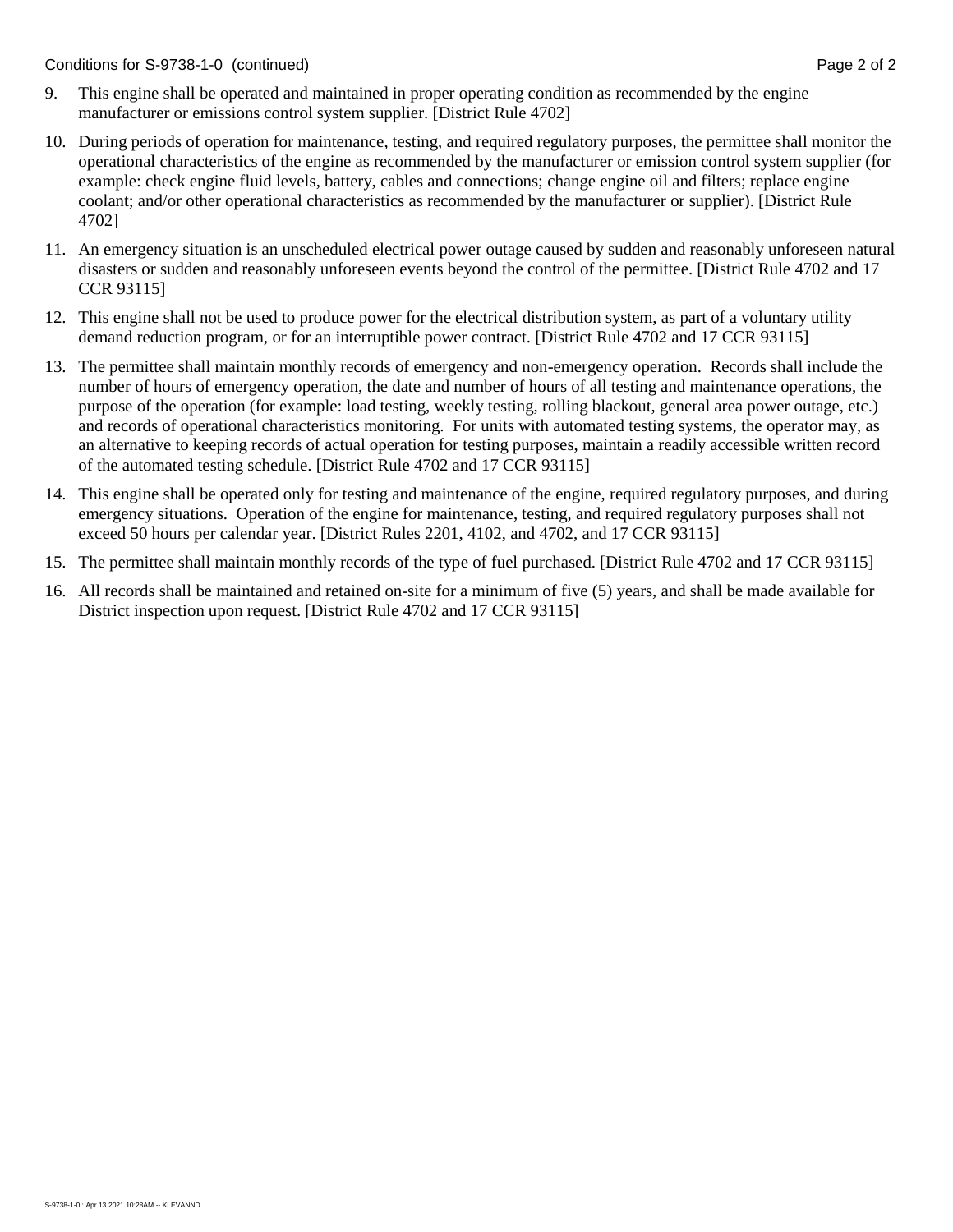9. This engine shall be operated and maintained in proper operating condition as recommended by the engine manufacturer or emissions control system supplier. [District Rule 4702]

10. During periods of operation for maintenance, testing, and required regulatory purposes, the permittee shall monitor the operational characteristics of the engine as recommended by the manufacturer or emission control system supplier (for example: check engine fluid levels, battery, cables and connections; change engine oil and filters; replace engine coolant; and/or other operational characteristics as recommended by the manufacturer or supplier). [District Rule 4702]

11. An emergency situation is an unscheduled electrical power outage caused by sudden and reasonably unforeseen natural disasters or sudden and reasonably unforeseen events beyond the control of the permittee. [District Rule 4702 and 17 CCR 93115]

12. This engine shall not be used to produce power for the electrical distribution system, as part of a voluntary utility demand reduction program, or for an interruptible power contract. [District Rule 4702 and 17 CCR 93115]

13. The permittee shall maintain monthly records of emergency and non-emergency operation. Records shall include the number of hours of emergency operation, the date and number of hours of all testing and maintenance operations, the purpose of the operation (for example: load testing, weekly testing, rolling blackout, general area power outage, etc.) and records of operational characteristics monitoring. For units with automated testing systems, the operator may, as an alternative to keeping records of actual operation for testing purposes, maintain a readily accessible written record of the automated testing schedule. [District Rule 4702 and 17 CCR 93115]

14. This engine shall be operated only for testing and maintenance of the engine, required regulatory purposes, and during emergency situations. Operation of the engine for maintenance, testing, and required regulatory purposes shall not exceed 50 hours per calendar year. [District Rules 2201, 4102, and 4702, and 17 CCR 93115]

15. The permittee shall maintain monthly records of the type of fuel purchased. [District Rule 4702 and 17 CCR 93115]

16. All records shall be maintained and retained on-site for a minimum of five (5) years, and shall be made available for District inspection upon request. [District Rule 4702 and 17 CCR 93115]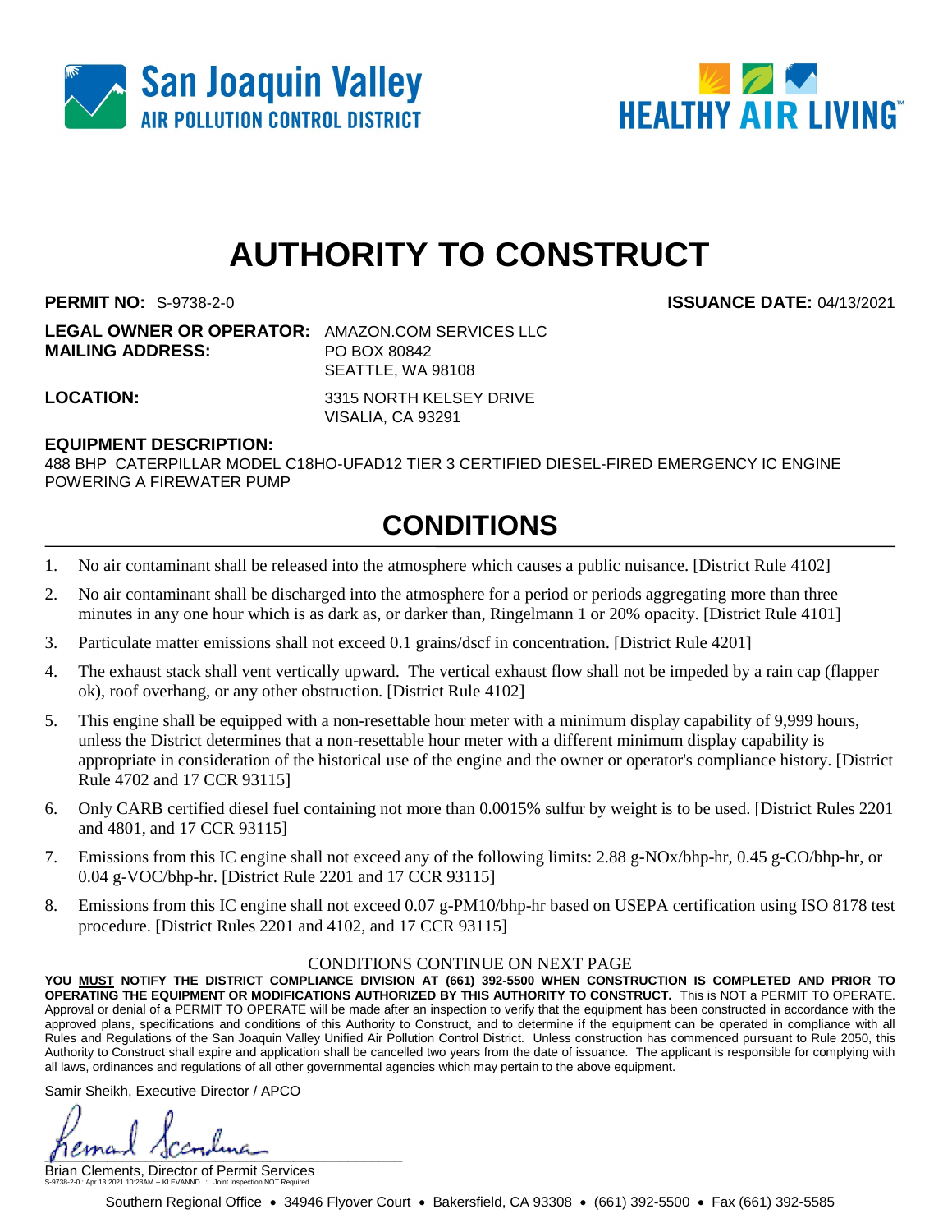San Joaquin Valley
AIR POLLUTION CONTROL DISTRICT

HEALTHY AIR LIVING™

# AUTHORITY TO CONSTRUCT

**PERMIT NO:** S-9738-2-0 **ISSUANCE DATE:** 04/13/2021

**LEGAL OWNER OR OPERATOR:** AMAZON.COM SERVICES LLC
**MAILING ADDRESS:** PO BOX 80842
SEATTLE, WA 98108

**LOCATION:** 3315 NORTH KELSEY DRIVE
VISALIA, CA 93291

**EQUIPMENT DESCRIPTION:**
488 BHP CATERPILLAR MODEL C18HO-UFAD12 TIER 3 CERTIFIED DIESEL-FIRED EMERGENCY IC ENGINE POWERING A FIREWATER PUMP

## CONDITIONS

1. No air contaminant shall be released into the atmosphere which causes a public nuisance. [District Rule 4102]
2. No air contaminant shall be discharged into the atmosphere for a period or periods aggregating more than three minutes in any one hour which is as dark as, or darker than, Ringelmann 1 or 20% opacity. [District Rule 4101]
3. Particulate matter emissions shall not exceed 0.1 grains/dscf in concentration. [District Rule 4201]
4. The exhaust stack shall vent vertically upward. The vertical exhaust flow shall not be impeded by a rain cap (flapper ok), roof overhang, or any other obstruction. [District Rule 4102]
5. This engine shall be equipped with a non-resettable hour meter with a minimum display capability of 9,999 hours, unless the District determines that a non-resettable hour meter with a different minimum display capability is appropriate in consideration of the historical use of the engine and the owner or operator's compliance history. [District Rule 4702 and 17 CCR 93115]
6. Only CARB certified diesel fuel containing not more than 0.0015% sulfur by weight is to be used. [District Rules 2201 and 4801, and 17 CCR 93115]
7. Emissions from this IC engine shall not exceed any of the following limits: 2.88 g-NOx/bhp-hr, 0.45 g-CO/bhp-hr, or 0.04 g-VOC/bhp-hr. [District Rule 2201 and 17 CCR 93115]
8. Emissions from this IC engine shall not exceed 0.07 g-PM10/bhp-hr based on USEPA certification using ISO 8178 test procedure. [District Rules 2201 and 4102, and 17 CCR 93115]

CONDITIONS CONTINUE ON NEXT PAGE

**YOU MUST NOTIFY THE DISTRICT COMPLIANCE DIVISION AT (661) 392-5500 WHEN CONSTRUCTION IS COMPLETED AND PRIOR TO OPERATING THE EQUIPMENT OR MODIFICATIONS AUTHORIZED BY THIS AUTHORITY TO CONSTRUCT.** This is NOT a PERMIT TO OPERATE. Approval or denial of a PERMIT TO OPERATE will be made after an inspection to verify that the equipment has been constructed in accordance with the approved plans, specifications and conditions of this Authority to Construct, and to determine if the equipment can be operated in compliance with all Rules and Regulations of the San Joaquin Valley Unified Air Pollution Control District. Unless construction has commenced pursuant to Rule 2050, this Authority to Construct shall expire and application shall be cancelled two years from the date of issuance. The applicant is responsible for complying with all laws, ordinances and regulations of all other governmental agencies which may pertain to the above equipment.

Samir Sheikh, Executive Director / APCO

Brian Clements, Director of Permit Services

S-9738-2-0 : Apr 13 2021 10:28AM -- KLEVANND : Joint Inspection NOT Required

Southern Regional Office • 34946 Flyover Court • Bakersfield, CA 93308 • (661) 392-5500 • Fax (661) 392-5585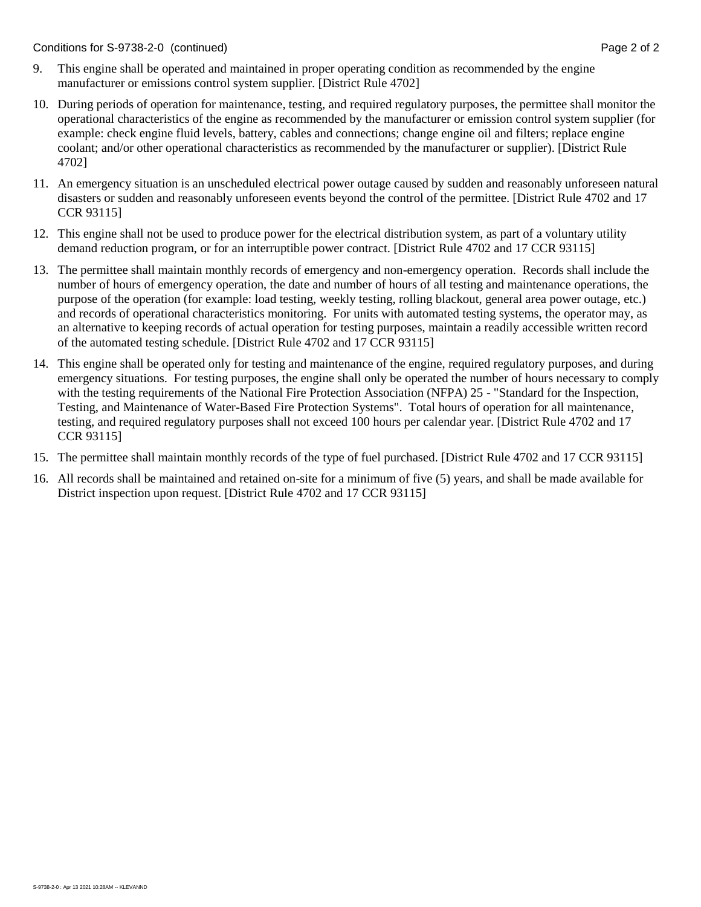9. This engine shall be operated and maintained in proper operating condition as recommended by the engine manufacturer or emissions control system supplier. [District Rule 4702]

10. During periods of operation for maintenance, testing, and required regulatory purposes, the permittee shall monitor the operational characteristics of the engine as recommended by the manufacturer or emission control system supplier (for example: check engine fluid levels, battery, cables and connections; change engine oil and filters; replace engine coolant; and/or other operational characteristics as recommended by the manufacturer or supplier). [District Rule 4702]

11. An emergency situation is an unscheduled electrical power outage caused by sudden and reasonably unforeseen natural disasters or sudden and reasonably unforeseen events beyond the control of the permittee. [District Rule 4702 and 17 CCR 93115]

12. This engine shall not be used to produce power for the electrical distribution system, as part of a voluntary utility demand reduction program, or for an interruptible power contract. [District Rule 4702 and 17 CCR 93115]

13. The permittee shall maintain monthly records of emergency and non-emergency operation. Records shall include the number of hours of emergency operation, the date and number of hours of all testing and maintenance operations, the purpose of the operation (for example: load testing, weekly testing, rolling blackout, general area power outage, etc.) and records of operational characteristics monitoring. For units with automated testing systems, the operator may, as an alternative to keeping records of actual operation for testing purposes, maintain a readily accessible written record of the automated testing schedule. [District Rule 4702 and 17 CCR 93115]

14. This engine shall be operated only for testing and maintenance of the engine, required regulatory purposes, and during emergency situations. For testing purposes, the engine shall only be operated the number of hours necessary to comply with the testing requirements of the National Fire Protection Association (NFPA) 25 - "Standard for the Inspection, Testing, and Maintenance of Water-Based Fire Protection Systems". Total hours of operation for all maintenance, testing, and required regulatory purposes shall not exceed 100 hours per calendar year. [District Rule 4702 and 17 CCR 93115]

15. The permittee shall maintain monthly records of the type of fuel purchased. [District Rule 4702 and 17 CCR 93115]

16. All records shall be maintained and retained on-site for a minimum of five (5) years, and shall be made available for District inspection upon request. [District Rule 4702 and 17 CCR 93115]